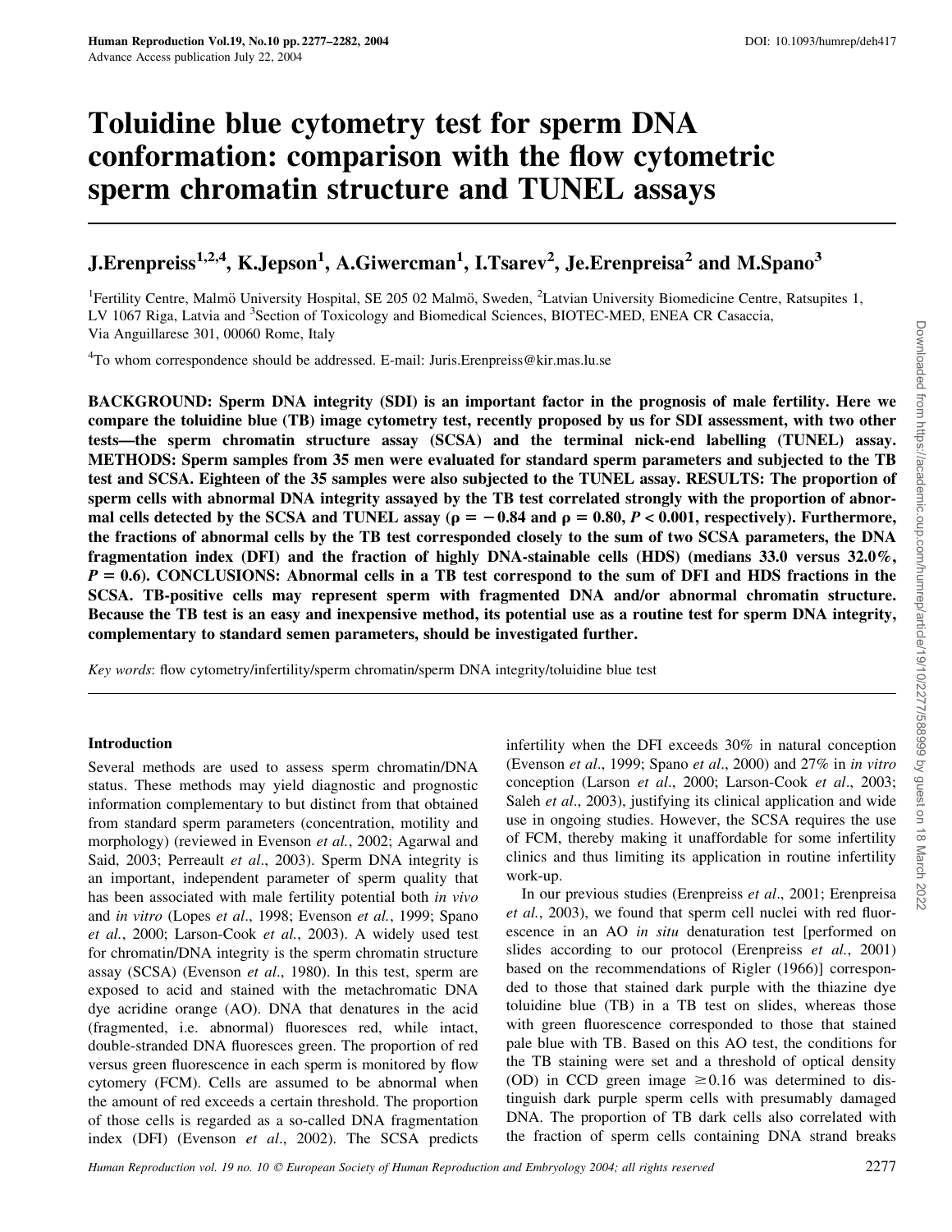# Toluidine blue cytometry test for sperm DNA conformation: comparison with the flow cytometric sperm chromatin structure and TUNEL assays

**J.Erenpreiss[1,2,4], K.Jepson[1], A.Giwercman[1], I.Tsarev[2], Je.Erenpreisa[2] and M.Spano[3]**

[1]Fertility Centre, Malmö University Hospital, SE 205 02 Malmö, Sweden, [2]Latvian University Biomedicine Centre, Ratsupites 1, LV 1067 Riga, Latvia and [3]Section of Toxicology and Biomedical Sciences, BIOTEC-MED, ENEA CR Casaccia, Via Anguillarese 301, 00060 Rome, Italy

[4]To whom correspondence should be addressed. E-mail: Juris.Erenpreiss@kir.mas.lu.se

**BACKGROUND: Sperm DNA integrity (SDI) is an important factor in the prognosis of male fertility. Here we compare the toluidine blue (TB) image cytometry test, recently proposed by us for SDI assessment, with two other tests—the sperm chromatin structure assay (SCSA) and the terminal nick-end labelling (TUNEL) assay. METHODS: Sperm samples from 35 men were evaluated for standard sperm parameters and subjected to the TB test and SCSA. Eighteen of the 35 samples were also subjected to the TUNEL assay. RESULTS: The proportion of sperm cells with abnormal DNA integrity assayed by the TB test correlated strongly with the proportion of abnormal cells detected by the SCSA and TUNEL assay ($\rho = -0.84$ and $\rho = 0.80$, $P < 0.001$, respectively). Furthermore, the fractions of abnormal cells by the TB test corresponded closely to the sum of two SCSA parameters, the DNA fragmentation index (DFI) and the fraction of highly DNA-stainable cells (HDS) (medians 33.0 versus 32.0%, $P = 0.6$). CONCLUSIONS: Abnormal cells in a TB test correspond to the sum of DFI and HDS fractions in the SCSA. TB-positive cells may represent sperm with fragmented DNA and/or abnormal chromatin structure. Because the TB test is an easy and inexpensive method, its potential use as a routine test for sperm DNA integrity, complementary to standard semen parameters, should be investigated further.**

*Key words*: flow cytometry/infertility/sperm chromatin/sperm DNA integrity/toluidine blue test

## Introduction

Several methods are used to assess sperm chromatin/DNA status. These methods may yield diagnostic and prognostic information complementary to but distinct from that obtained from standard sperm parameters (concentration, motility and morphology) (reviewed in Evenson *et al.*, 2002; Agarwal and Said, 2003; Perreault *et al.*, 2003). Sperm DNA integrity is an important, independent parameter of sperm quality that has been associated with male fertility potential both *in vivo* and *in vitro* (Lopes *et al.*, 1998; Evenson *et al.*, 1999; Spano *et al.*, 2000; Larson-Cook *et al.*, 2003). A widely used test for chromatin/DNA integrity is the sperm chromatin structure assay (SCSA) (Evenson *et al.*, 1980). In this test, sperm are exposed to acid and stained with the metachromatic DNA dye acridine orange (AO). DNA that denatures in the acid (fragmented, i.e. abnormal) fluoresces red, while intact, double-stranded DNA fluoresces green. The proportion of red versus green fluorescence in each sperm is monitored by flow cytomery (FCM). Cells are assumed to be abnormal when the amount of red exceeds a certain threshold. The proportion of those cells is regarded as a so-called DNA fragmentation index (DFI) (Evenson *et al.*, 2002). The SCSA predicts infertility when the DFI exceeds 30% in natural conception (Evenson *et al.*, 1999; Spano *et al.*, 2000) and 27% in *in vitro* conception (Larson *et al.*, 2000; Larson-Cook *et al.*, 2003; Saleh *et al.*, 2003), justifying its clinical application and wide use in ongoing studies. However, the SCSA requires the use of FCM, thereby making it unaffordable for some infertility clinics and thus limiting its application in routine infertility work-up.

In our previous studies (Erenpreiss *et al.*, 2001; Erenpreisa *et al.*, 2003), we found that sperm cell nuclei with red fluorescence in an AO *in situ* denaturation test [performed on slides according to our protocol (Erenpreiss *et al.*, 2001) based on the recommendations of Rigler (1966)] corresponded to those that stained dark purple with the thiazine dye toluidine blue (TB) in a TB test on slides, whereas those with green fluorescence corresponded to those that stained pale blue with TB. Based on this AO test, the conditions for the TB staining were set and a threshold of optical density (OD) in CCD green image $\geq 0.16$ was determined to distinguish dark purple sperm cells with presumably damaged DNA. The proportion of TB dark cells also correlated with the fraction of sperm cells containing DNA strand breaks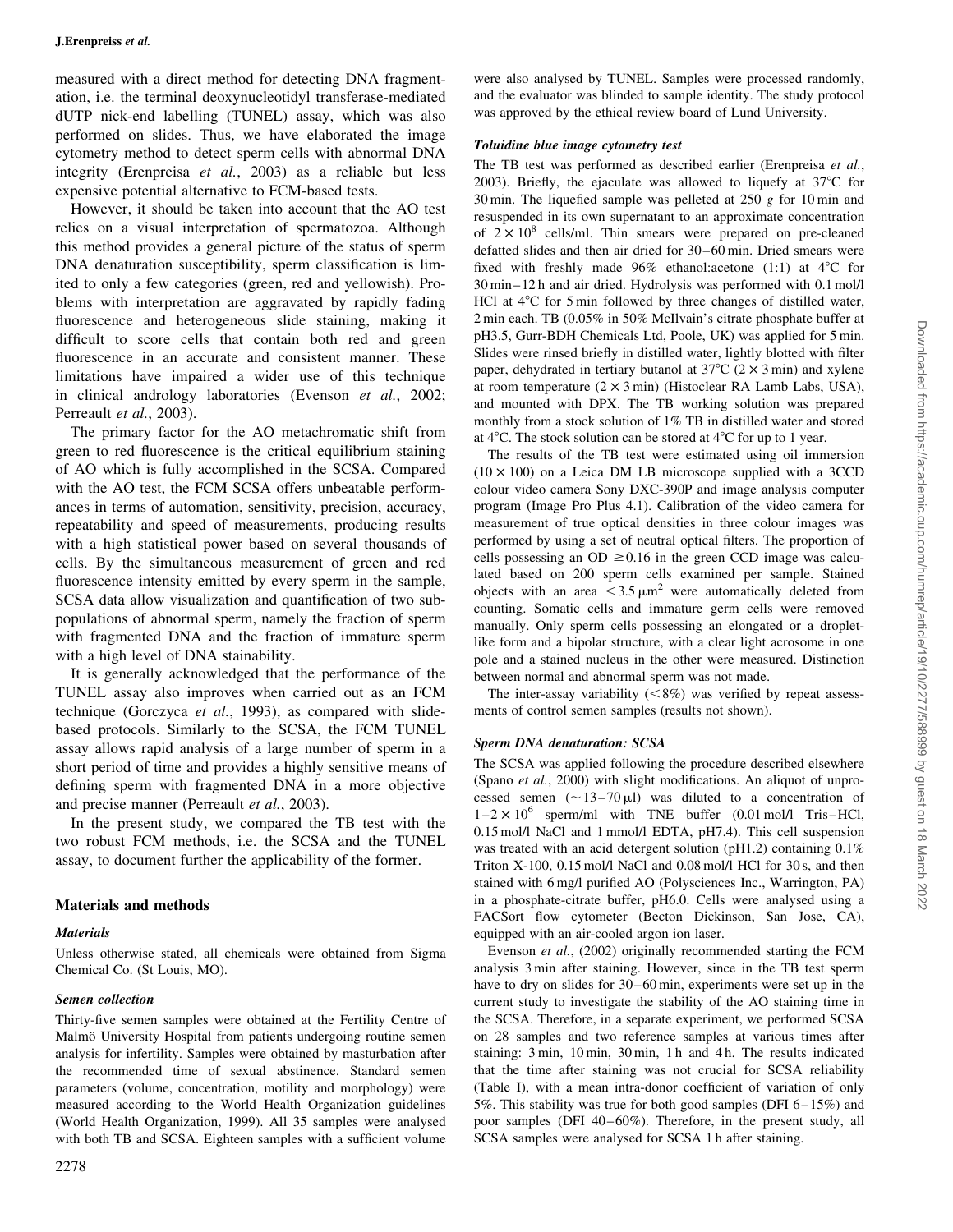measured with a direct method for detecting DNA fragmentation, i.e. the terminal deoxynucleotidyl transferase-mediated dUTP nick-end labelling (TUNEL) assay, which was also performed on slides. Thus, we have elaborated the image cytometry method to detect sperm cells with abnormal DNA integrity (Erenpreisa *et al.*, 2003) as a reliable but less expensive potential alternative to FCM-based tests.

However, it should be taken into account that the AO test relies on a visual interpretation of spermatozoa. Although this method provides a general picture of the status of sperm DNA denaturation susceptibility, sperm classification is limited to only a few categories (green, red and yellowish). Problems with interpretation are aggravated by rapidly fading fluorescence and heterogeneous slide staining, making it difficult to score cells that contain both red and green fluorescence in an accurate and consistent manner. These limitations have impaired a wider use of this technique in clinical andrology laboratories (Evenson *et al.*, 2002; Perreault *et al.*, 2003).

The primary factor for the AO metachromatic shift from green to red fluorescence is the critical equilibrium staining of AO which is fully accomplished in the SCSA. Compared with the AO test, the FCM SCSA offers unbeatable performances in terms of automation, sensitivity, precision, accuracy, repeatability and speed of measurements, producing results with a high statistical power based on several thousands of cells. By the simultaneous measurement of green and red fluorescence intensity emitted by every sperm in the sample, SCSA data allow visualization and quantification of two subpopulations of abnormal sperm, namely the fraction of sperm with fragmented DNA and the fraction of immature sperm with a high level of DNA stainability.

It is generally acknowledged that the performance of the TUNEL assay also improves when carried out as an FCM technique (Gorczyca *et al.*, 1993), as compared with slide-based protocols. Similarly to the SCSA, the FCM TUNEL assay allows rapid analysis of a large number of sperm in a short period of time and provides a highly sensitive means of defining sperm with fragmented DNA in a more objective and precise manner (Perreault *et al.*, 2003).

In the present study, we compared the TB test with the two robust FCM methods, i.e. the SCSA and the TUNEL assay, to document further the applicability of the former.

## Materials and methods

### *Materials*

Unless otherwise stated, all chemicals were obtained from Sigma Chemical Co. (St Louis, MO).

### *Semen collection*

Thirty-five semen samples were obtained at the Fertility Centre of Malmö University Hospital from patients undergoing routine semen analysis for infertility. Samples were obtained by masturbation after the recommended time of sexual abstinence. Standard semen parameters (volume, concentration, motility and morphology) were measured according to the World Health Organization guidelines (World Health Organization, 1999). All 35 samples were analysed with both TB and SCSA. Eighteen samples with a sufficient volume were also analysed by TUNEL. Samples were processed randomly, and the evaluator was blinded to sample identity. The study protocol was approved by the ethical review board of Lund University.

### *Toluidine blue image cytometry test*

The TB test was performed as described earlier (Erenpreisa *et al.*, 2003). Briefly, the ejaculate was allowed to liquefy at 37°C for 30 min. The liquefied sample was pelleted at 250 *g* for 10 min and resuspended in its own supernatant to an approximate concentration of $2 \times 10^8$ cells/ml. Thin smears were prepared on pre-cleaned defatted slides and then air dried for 30–60 min. Dried smears were fixed with freshly made 96% ethanol:acetone (1:1) at 4°C for 30 min–12 h and air dried. Hydrolysis was performed with 0.1 mol/l HCl at 4°C for 5 min followed by three changes of distilled water, 2 min each. TB (0.05% in 50% McIlvain's citrate phosphate buffer at pH3.5, Gurr-BDH Chemicals Ltd, Poole, UK) was applied for 5 min. Slides were rinsed briefly in distilled water, lightly blotted with filter paper, dehydrated in tertiary butanol at 37°C (2 × 3 min) and xylene at room temperature (2 × 3 min) (Histoclear RA Lamb Labs, USA), and mounted with DPX. The TB working solution was prepared monthly from a stock solution of 1% TB in distilled water and stored at 4°C. The stock solution can be stored at 4°C for up to 1 year.

The results of the TB test were estimated using oil immersion (10 × 100) on a Leica DM LB microscope supplied with a 3CCD colour video camera Sony DXC-390P and image analysis computer program (Image Pro Plus 4.1). Calibration of the video camera for measurement of true optical densities in three colour images was performed by using a set of neutral optical filters. The proportion of cells possessing an OD $\geq 0.16$ in the green CCD image was calculated based on 200 sperm cells examined per sample. Stained objects with an area $< 3.5\ \mu m^2$ were automatically deleted from counting. Somatic cells and immature germ cells were removed manually. Only sperm cells possessing an elongated or a droplet-like form and a bipolar structure, with a clear light acrosome in one pole and a stained nucleus in the other were measured. Distinction between normal and abnormal sperm was not made.

The inter-assay variability (<8%) was verified by repeat assessments of control semen samples (results not shown).

### *Sperm DNA denaturation: SCSA*

The SCSA was applied following the procedure described elsewhere (Spano *et al.*, 2000) with slight modifications. An aliquot of unprocessed semen (~13–70 μl) was diluted to a concentration of $1–2 \times 10^6$ sperm/ml with TNE buffer (0.01 mol/l Tris–HCl, 0.15 mol/l NaCl and 1 mmol/l EDTA, pH7.4). This cell suspension was treated with an acid detergent solution (pH1.2) containing 0.1% Triton X-100, 0.15 mol/l NaCl and 0.08 mol/l HCl for 30 s, and then stained with 6 mg/l purified AO (Polysciences Inc., Warrington, PA) in a phosphate-citrate buffer, pH6.0. Cells were analysed using a FACSort flow cytometer (Becton Dickinson, San Jose, CA), equipped with an air-cooled argon ion laser.

Evenson *et al.*, (2002) originally recommended starting the FCM analysis 3 min after staining. However, since in the TB test sperm have to dry on slides for 30–60 min, experiments were set up in the current study to investigate the stability of the AO staining time in the SCSA. Therefore, in a separate experiment, we performed SCSA on 28 samples and two reference samples at various times after staining: 3 min, 10 min, 30 min, 1 h and 4 h. The results indicated that the time after staining was not crucial for SCSA reliability (Table I), with a mean intra-donor coefficient of variation of only 5%. This stability was true for both good samples (DFI 6–15%) and poor samples (DFI 40–60%). Therefore, in the present study, all SCSA samples were analysed for SCSA 1 h after staining.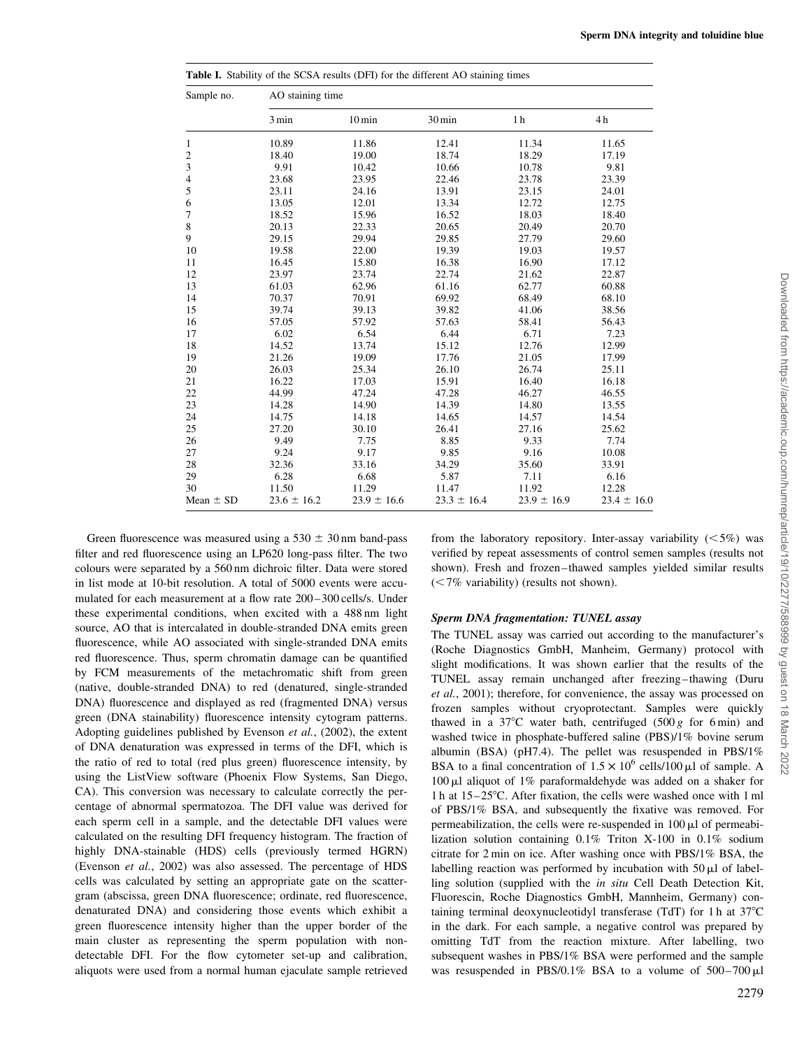**Table I.** Stability of the SCSA results (DFI) for the different AO staining times

| Sample no. | AO staining time | | | | |
|---|---|---|---|---|---|
| | 3 min | 10 min | 30 min | 1 h | 4 h |
| 1 | 10.89 | 11.86 | 12.41 | 11.34 | 11.65 |
| 2 | 18.40 | 19.00 | 18.74 | 18.29 | 17.19 |
| 3 | 9.91 | 10.42 | 10.66 | 10.78 | 9.81 |
| 4 | 23.68 | 23.95 | 22.46 | 23.78 | 23.39 |
| 5 | 23.11 | 24.16 | 13.91 | 23.15 | 24.01 |
| 6 | 13.05 | 12.01 | 13.34 | 12.72 | 12.75 |
| 7 | 18.52 | 15.96 | 16.52 | 18.03 | 18.40 |
| 8 | 20.13 | 22.33 | 20.65 | 20.49 | 20.70 |
| 9 | 29.15 | 29.94 | 29.85 | 27.79 | 29.60 |
| 10 | 19.58 | 22.00 | 19.39 | 19.03 | 19.57 |
| 11 | 16.45 | 15.80 | 16.38 | 16.90 | 17.12 |
| 12 | 23.97 | 23.74 | 22.74 | 21.62 | 22.87 |
| 13 | 61.03 | 62.96 | 61.16 | 62.77 | 60.88 |
| 14 | 70.37 | 70.91 | 69.92 | 68.49 | 68.10 |
| 15 | 39.74 | 39.13 | 39.82 | 41.06 | 38.56 |
| 16 | 57.05 | 57.92 | 57.63 | 58.41 | 56.43 |
| 17 | 6.02 | 6.54 | 6.44 | 6.71 | 7.23 |
| 18 | 14.52 | 13.74 | 15.12 | 12.76 | 12.99 |
| 19 | 21.26 | 19.09 | 17.76 | 21.05 | 17.99 |
| 20 | 26.03 | 25.34 | 26.10 | 26.74 | 25.11 |
| 21 | 16.22 | 17.03 | 15.91 | 16.40 | 16.18 |
| 22 | 44.99 | 47.24 | 47.28 | 46.27 | 46.55 |
| 23 | 14.28 | 14.90 | 14.39 | 14.80 | 13.55 |
| 24 | 14.75 | 14.18 | 14.65 | 14.57 | 14.54 |
| 25 | 27.20 | 30.10 | 26.41 | 27.16 | 25.62 |
| 26 | 9.49 | 7.75 | 8.85 | 9.33 | 7.74 |
| 27 | 9.24 | 9.17 | 9.85 | 9.16 | 10.08 |
| 28 | 32.36 | 33.16 | 34.29 | 35.60 | 33.91 |
| 29 | 6.28 | 6.68 | 5.87 | 7.11 | 6.16 |
| 30 | 11.50 | 11.29 | 11.47 | 11.92 | 12.28 |
| Mean ± SD | 23.6 ± 16.2 | 23.9 ± 16.6 | 23.3 ± 16.4 | 23.9 ± 16.9 | 23.4 ± 16.0 |

Green fluorescence was measured using a 530 ± 30 nm band-pass filter and red fluorescence using an LP620 long-pass filter. The two colours were separated by a 560 nm dichroic filter. Data were stored in list mode at 10-bit resolution. A total of 5000 events were accumulated for each measurement at a flow rate 200–300 cells/s. Under these experimental conditions, when excited with a 488 nm light source, AO that is intercalated in double-stranded DNA emits green fluorescence, while AO associated with single-stranded DNA emits red fluorescence. Thus, sperm chromatin damage can be quantified by FCM measurements of the metachromatic shift from green (native, double-stranded DNA) to red (denatured, single-stranded DNA) fluorescence and displayed as red (fragmented DNA) versus green (DNA stainability) fluorescence intensity cytogram patterns. Adopting guidelines published by Evenson *et al.*, (2002), the extent of DNA denaturation was expressed in terms of the DFI, which is the ratio of red to total (red plus green) fluorescence intensity, by using the ListView software (Phoenix Flow Systems, San Diego, CA). This conversion was necessary to calculate correctly the percentage of abnormal spermatozoa. The DFI value was derived for each sperm cell in a sample, and the detectable DFI values were calculated on the resulting DFI frequency histogram. The fraction of highly DNA-stainable (HDS) cells (previously termed HGRN) (Evenson *et al.*, 2002) was also assessed. The percentage of HDS cells was calculated by setting an appropriate gate on the scattergram (abscissa, green DNA fluorescence; ordinate, red fluorescence, denaturated DNA) and considering those events which exhibit a green fluorescence intensity higher than the upper border of the main cluster as representing the sperm population with non-detectable DFI. For the flow cytometer set-up and calibration, aliquots were used from a normal human ejaculate sample retrieved from the laboratory repository. Inter-assay variability (<5%) was verified by repeat assessments of control semen samples (results not shown). Fresh and frozen–thawed samples yielded similar results (<7% variability) (results not shown).

### *Sperm DNA fragmentation: TUNEL assay*

The TUNEL assay was carried out according to the manufacturer's (Roche Diagnostics GmbH, Manheim, Germany) protocol with slight modifications. It was shown earlier that the results of the TUNEL assay remain unchanged after freezing–thawing (Duru *et al.*, 2001); therefore, for convenience, the assay was processed on frozen samples without cryoprotectant. Samples were quickly thawed in a 37°C water bath, centrifuged (500 *g* for 6 min) and washed twice in phosphate-buffered saline (PBS)/1% bovine serum albumin (BSA) (pH7.4). The pellet was resuspended in PBS/1% BSA to a final concentration of $1.5 \times 10^6$ cells/100 μl of sample. A 100 μl aliquot of 1% paraformaldehyde was added on a shaker for 1 h at 15–25°C. After fixation, the cells were washed once with 1 ml of PBS/1% BSA, and subsequently the fixative was removed. For permeabilization, the cells were re-suspended in 100 μl of permeabilization solution containing 0.1% Triton X-100 in 0.1% sodium citrate for 2 min on ice. After washing once with PBS/1% BSA, the labelling reaction was performed by incubation with 50 μl of labelling solution (supplied with the *in situ* Cell Death Detection Kit, Fluorescin, Roche Diagnostics GmbH, Manheim, Germany) containing terminal deoxynucleotidyl transferase (TdT) for 1 h at 37°C in the dark. For each sample, a negative control was prepared by omitting TdT from the reaction mixture. After labelling, two subsequent washes in PBS/1% BSA were performed and the sample was resuspended in PBS/0.1% BSA to a volume of 500–700 μl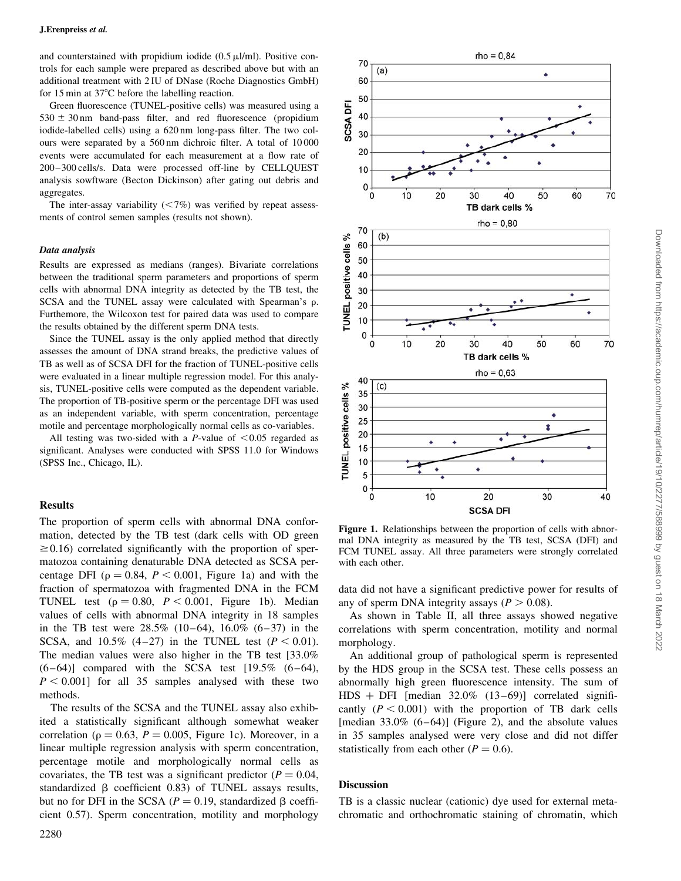and counterstained with propidium iodide (0.5 μl/ml). Positive controls for each sample were prepared as described above but with an additional treatment with 2 IU of DNase (Roche Diagnostics GmbH) for 15 min at 37°C before the labelling reaction.

Green fluorescence (TUNEL-positive cells) was measured using a $530 \pm 30$ nm band-pass filter, and red fluorescence (propidium iodide-labelled cells) using a 620 nm long-pass filter. The two colours were separated by a 560 nm dichroic filter. A total of 10 000 events were accumulated for each measurement at a flow rate of 200–300 cells/s. Data were processed off-line by CELLQUEST analysis sowftware (Becton Dickinson) after gating out debris and aggregates.

The inter-assay variability (<7%) was verified by repeat assessments of control semen samples (results not shown).

### *Data analysis*

Results are expressed as medians (ranges). Bivariate correlations between the traditional sperm parameters and proportions of sperm cells with abnormal DNA integrity as detected by the TB test, the SCSA and the TUNEL assay were calculated with Spearman's ρ. Furthemore, the Wilcoxon test for paired data was used to compare the results obtained by the different sperm DNA tests.

Since the TUNEL assay is the only applied method that directly assesses the amount of DNA strand breaks, the predictive values of TB as well as of SCSA DFI for the fraction of TUNEL-positive cells were evaluated in a linear multiple regression model. For this analysis, TUNEL-positive cells were computed as the dependent variable. The proportion of TB-positive sperm or the percentage DFI was used as an independent variable, with sperm concentration, percentage motile and percentage morphologically normal cells as co-variables.

All testing was two-sided with a *P*-value of <0.05 regarded as significant. Analyses were conducted with SPSS 11.0 for Windows (SPSS Inc., Chicago, IL).

## Results

The proportion of sperm cells with abnormal DNA conformation, detected by the TB test (dark cells with OD green ≥0.16) correlated significantly with the proportion of spermatozoa containing denaturable DNA detected as SCSA percentage DFI ($\rho = 0.84$, $P < 0.001$, Figure 1a) and with the fraction of spermatozoa with fragmented DNA in the FCM TUNEL test ($\rho = 0.80$, $P < 0.001$, Figure 1b). Median values of cells with abnormal DNA integrity in 18 samples in the TB test were 28.5% (10–64), 16.0% (6–37) in the SCSA, and 10.5% (4–27) in the TUNEL test ($P < 0.01$). The median values were also higher in the TB test [33.0% (6–64)] compared with the SCSA test [19.5% (6–64), $P < 0.001$] for all 35 samples analysed with these two methods.

The results of the SCSA and the TUNEL assay also exhibited a statistically significant although somewhat weaker correlation ($\rho = 0.63$, $P = 0.005$, Figure 1c). Moreover, in a linear multiple regression analysis with sperm concentration, percentage motile and morphologically normal cells as covariates, the TB test was a significant predictor ($P = 0.04$, standardized β coefficient 0.83) of TUNEL assays results, but no for DFI in the SCSA ($P = 0.19$, standardized β coefficient 0.57). Sperm concentration, motility and morphology data did not have a significant predictive power for results of any of sperm DNA integrity assays ($P > 0.08$).

As shown in Table II, all three assays showed negative correlations with sperm concentration, motility and normal morphology.

An additional group of pathological sperm is represented by the HDS group in the SCSA test. These cells possess an abnormally high green fluorescence intensity. The sum of HDS + DFI [median 32.0% (13–69)] correlated significantly ($P < 0.001$) with the proportion of TB dark cells [median 33.0% (6–64)] (Figure 2), and the absolute values in 35 samples analysed were very close and did not differ statistically from each other ($P = 0.6$).

**Figure 1.** Relationships between the proportion of cells with abnormal DNA integrity as measured by the TB test, SCSA (DFI) and FCM TUNEL assay. All three parameters were strongly correlated with each other.

## Discussion

TB is a classic nuclear (cationic) dye used for external metachromatic and orthochromatic staining of chromatin, which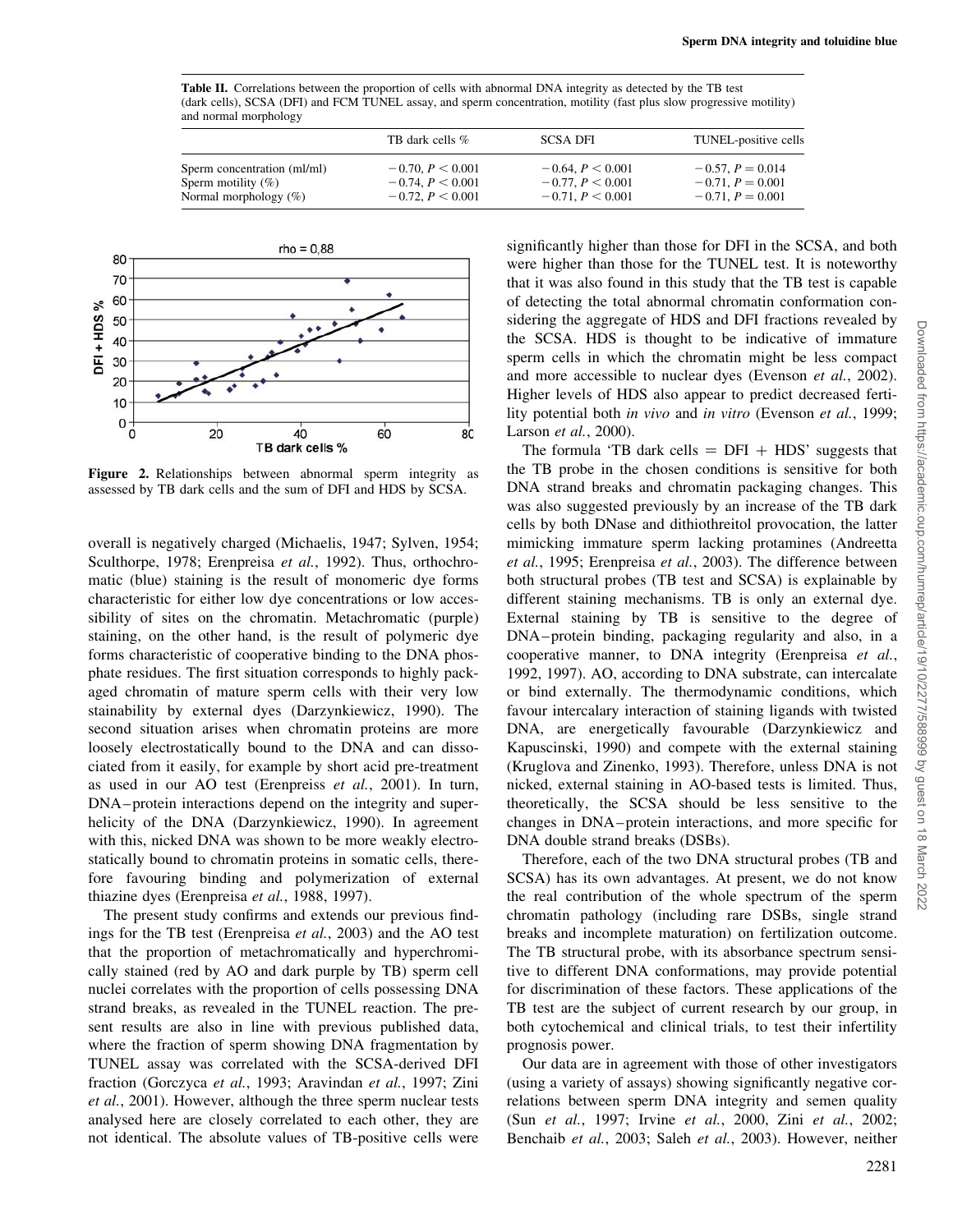**Table II.** Correlations between the proportion of cells with abnormal DNA integrity as detected by the TB test (dark cells), SCSA (DFI) and FCM TUNEL assay, and sperm concentration, motility (fast plus slow progressive motility) and normal morphology

| | TB dark cells % | SCSA DFI | TUNEL-positive cells |
|---|---|---|---|
| Sperm concentration (ml/ml) | $-0.70$, $P < 0.001$ | $-0.64$, $P < 0.001$ | $-0.57$, $P = 0.014$ |
| Sperm motility (%) | $-0.74$, $P < 0.001$ | $-0.77$, $P < 0.001$ | $-0.71$, $P = 0.001$ |
| Normal morphology (%) | $-0.72$, $P < 0.001$ | $-0.71$, $P < 0.001$ | $-0.71$, $P = 0.001$ |

**Figure 2.** Relationships between abnormal sperm integrity as assessed by TB dark cells and the sum of DFI and HDS by SCSA.

overall is negatively charged (Michaelis, 1947; Sylven, 1954; Sculthorpe, 1978; Erenpreisa *et al.*, 1992). Thus, orthochromatic (blue) staining is the result of monomeric dye forms characteristic for either low dye concentrations or low accessibility of sites on the chromatin. Metachromatic (purple) staining, on the other hand, is the result of polymeric dye forms characteristic of cooperative binding to the DNA phosphate residues. The first situation corresponds to highly packaged chromatin of mature sperm cells with their very low stainability by external dyes (Darzynkiewicz, 1990). The second situation arises when chromatin proteins are more loosely electrostatically bound to the DNA and can dissociated from it easily, for example by short acid pre-treatment as used in our AO test (Erenpreiss *et al.*, 2001). In turn, DNA–protein interactions depend on the integrity and superhelicity of the DNA (Darzynkiewicz, 1990). In agreement with this, nicked DNA was shown to be more weakly electrostatically bound to chromatin proteins in somatic cells, therefore favouring binding and polymerization of external thiazine dyes (Erenpreisa *et al.*, 1988, 1997).

The present study confirms and extends our previous findings for the TB test (Erenpreisa *et al.*, 2003) and the AO test that the proportion of metachromatically and hyperchromically stained (red by AO and dark purple by TB) sperm cell nuclei correlates with the proportion of cells possessing DNA strand breaks, as revealed in the TUNEL reaction. The present results are also in line with previous published data, where the fraction of sperm showing DNA fragmentation by TUNEL assay was correlated with the SCSA-derived DFI fraction (Gorczyca *et al.*, 1993; Aravindan *et al.*, 1997; Zini *et al.*, 2001). However, although the three sperm nuclear tests analysed here are closely correlated to each other, they are not identical. The absolute values of TB-positive cells were significantly higher than those for DFI in the SCSA, and both were higher than those for the TUNEL test. It is noteworthy that it was also found in this study that the TB test is capable of detecting the total abnormal chromatin conformation considering the aggregate of HDS and DFI fractions revealed by the SCSA. HDS is thought to be indicative of immature sperm cells in which the chromatin might be less compact and more accessible to nuclear dyes (Evenson *et al.*, 2002). Higher levels of HDS also appear to predict decreased fertility potential both *in vivo* and *in vitro* (Evenson *et al.*, 1999; Larson *et al.*, 2000).

The formula 'TB dark cells = DFI + HDS' suggests that the TB probe in the chosen conditions is sensitive for both DNA strand breaks and chromatin packaging changes. This was also suggested previously by an increase of the TB dark cells by both DNase and dithiothreitol provocation, the latter mimicking immature sperm lacking protamines (Andreetta *et al.*, 1995; Erenpreisa *et al.*, 2003). The difference between both structural probes (TB test and SCSA) is explainable by different staining mechanisms. TB is only an external dye. External staining by TB is sensitive to the degree of DNA–protein binding, packaging regularity and also, in a cooperative manner, to DNA integrity (Erenpreisa *et al.*, 1992, 1997). AO, according to DNA substrate, can intercalate or bind externally. The thermodynamic conditions, which favour intercalary interaction of staining ligands with twisted DNA, are energetically favourable (Darzynkiewicz and Kapuscinski, 1990) and compete with the external staining (Kruglova and Zinenko, 1993). Therefore, unless DNA is not nicked, external staining in AO-based tests is limited. Thus, theoretically, the SCSA should be less sensitive to the changes in DNA–protein interactions, and more specific for DNA double strand breaks (DSBs).

Therefore, each of the two DNA structural probes (TB and SCSA) has its own advantages. At present, we do not know the real contribution of the whole spectrum of the sperm chromatin pathology (including rare DSBs, single strand breaks and incomplete maturation) on fertilization outcome. The TB structural probe, with its absorbance spectrum sensitive to different DNA conformations, may provide potential for discrimination of these factors. These applications of the TB test are the subject of current research by our group, in both cytochemical and clinical trials, to test their infertility prognosis power.

Our data are in agreement with those of other investigators (using a variety of assays) showing significantly negative correlations between sperm DNA integrity and semen quality (Sun *et al.*, 1997; Irvine *et al.*, 2000, Zini *et al.*, 2002; Benchaib *et al.*, 2003; Saleh *et al.*, 2003). However, neither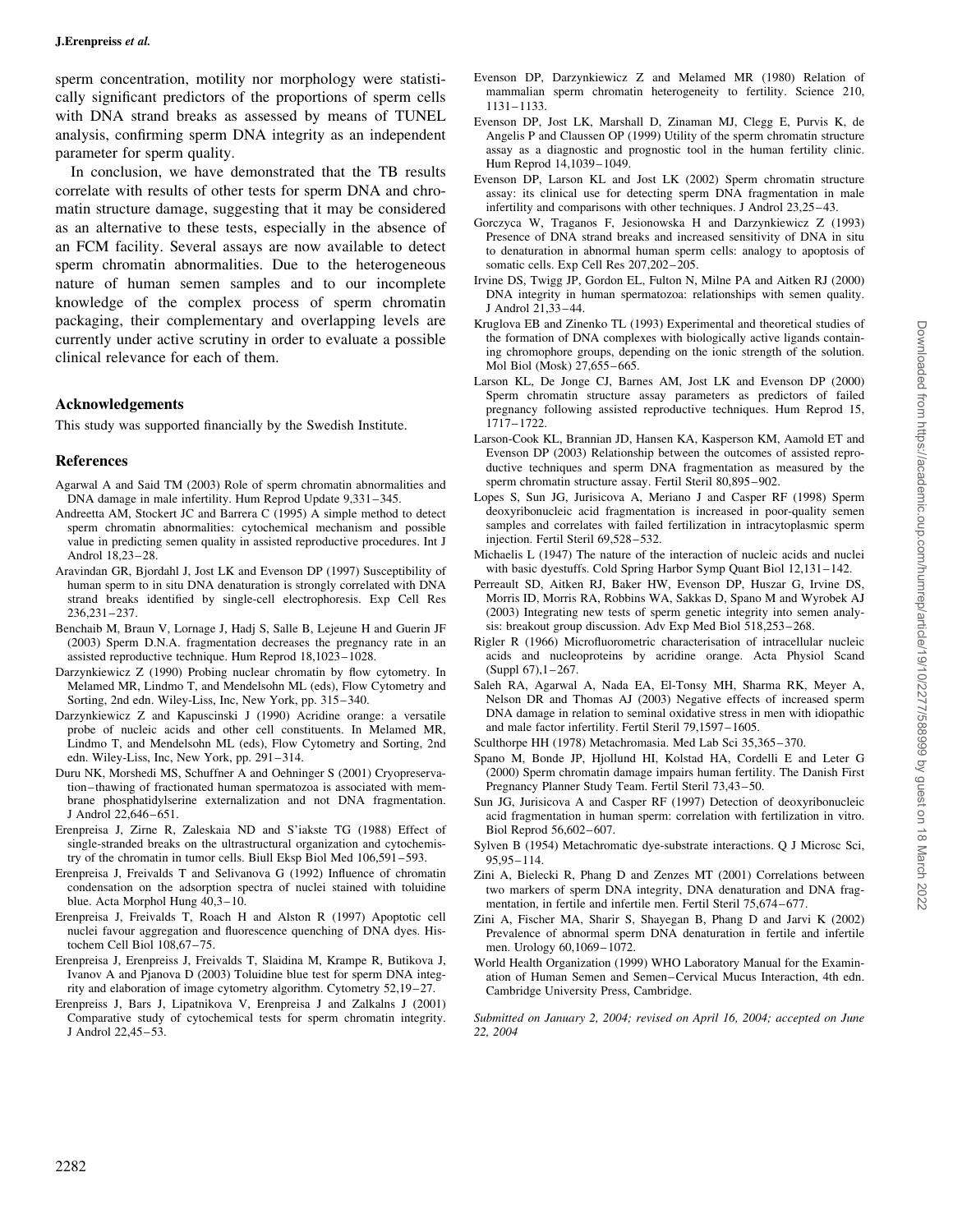sperm concentration, motility nor morphology were statistically significant predictors of the proportions of sperm cells with DNA strand breaks as assessed by means of TUNEL analysis, confirming sperm DNA integrity as an independent parameter for sperm quality.

In conclusion, we have demonstrated that the TB results correlate with results of other tests for sperm DNA and chromatin structure damage, suggesting that it may be considered as an alternative to these tests, especially in the absence of an FCM facility. Several assays are now available to detect sperm chromatin abnormalities. Due to the heterogeneous nature of human semen samples and to our incomplete knowledge of the complex process of sperm chromatin packaging, their complementary and overlapping levels are currently under active scrutiny in order to evaluate a possible clinical relevance for each of them.

## Acknowledgements

This study was supported financially by the Swedish Institute.

## References

Agarwal A and Said TM (2003) Role of sperm chromatin abnormalities and DNA damage in male infertility. Hum Reprod Update 9,331–345.

Andreetta AM, Stockert JC and Barrera C (1995) A simple method to detect sperm chromatin abnormalities: cytochemical mechanism and possible value in predicting semen quality in assisted reproductive procedures. Int J Androl 18,23–28.

Aravindan GR, Bjordahl J, Jost LK and Evenson DP (1997) Susceptibility of human sperm to in situ DNA denaturation is strongly correlated with DNA strand breaks identified by single-cell electrophoresis. Exp Cell Res 236,231–237.

Benchaib M, Braun V, Lornage J, Hadj S, Salle B, Lejeune H and Guerin JF (2003) Sperm D.N.A. fragmentation decreases the pregnancy rate in an assisted reproductive technique. Hum Reprod 18,1023–1028.

Darzynkiewicz Z (1990) Probing nuclear chromatin by flow cytometry. In Melamed MR, Lindmo T, and Mendelsohn ML (eds), Flow Cytometry and Sorting, 2nd edn. Wiley-Liss, Inc, New York, pp. 315–340.

Darzynkiewicz Z and Kapuscinski J (1990) Acridine orange: a versatile probe of nucleic acids and other cell constituents. In Melamed MR, Lindmo T, and Mendelsohn ML (eds), Flow Cytometry and Sorting, 2nd edn. Wiley-Liss, Inc, New York, pp. 291–314.

Duru NK, Morshedi MS, Schuffner A and Oehninger S (2001) Cryopreservation–thawing of fractionated human spermatozoa is associated with membrane phosphatidylserine externalization and not DNA fragmentation. J Androl 22,646–651.

Erenpreisa J, Zirne R, Zaleskaia ND and S'iakste TG (1988) Effect of single-stranded breaks on the ultrastructural organization and cytochemistry of the chromatin in tumor cells. Biull Eksp Biol Med 106,591–593.

Erenpreisa J, Freivalds T and Selivanova G (1992) Influence of chromatin condensation on the adsorption spectra of nuclei stained with toluidine blue. Acta Morphol Hung 40,3–10.

Erenpreisa J, Freivalds T, Roach H and Alston R (1997) Apoptotic cell nuclei favour aggregation and fluorescence quenching of DNA dyes. Histochem Cell Biol 108,67–75.

Erenpreisa J, Erenpreiss J, Freivalds T, Slaidina M, Krampe R, Butikova J, Ivanov A and Pjanova D (2003) Toluidine blue test for sperm DNA integrity and elaboration of image cytometry algorithm. Cytometry 52,19–27.

Erenpreiss J, Bars J, Lipatnikova V, Erenpreisa J and Zalkalns J (2001) Comparative study of cytochemical tests for sperm chromatin integrity. J Androl 22,45–53.

Evenson DP, Darzynkiewicz Z and Melamed MR (1980) Relation of mammalian sperm chromatin heterogeneity to fertility. Science 210, 1131–1133.

Evenson DP, Jost LK, Marshall D, Zinaman MJ, Clegg E, Purvis K, de Angelis P and Claussen OP (1999) Utility of the sperm chromatin structure assay as a diagnostic and prognostic tool in the human fertility clinic. Hum Reprod 14,1039–1049.

Evenson DP, Larson KL and Jost LK (2002) Sperm chromatin structure assay: its clinical use for detecting sperm DNA fragmentation in male infertility and comparisons with other techniques. J Androl 23,25–43.

Gorczyca W, Traganos F, Jesionowska H and Darzynkiewicz Z (1993) Presence of DNA strand breaks and increased sensitivity of DNA in situ to denaturation in abnormal human sperm cells: analogy to apoptosis of somatic cells. Exp Cell Res 207,202–205.

Irvine DS, Twigg JP, Gordon EL, Fulton N, Milne PA and Aitken RJ (2000) DNA integrity in human spermatozoa: relationships with semen quality. J Androl 21,33–44.

Kruglova EB and Zinenko TL (1993) Experimental and theoretical studies of the formation of DNA complexes with biologically active ligands containing chromophore groups, depending on the ionic strength of the solution. Mol Biol (Mosk) 27,655–665.

Larson KL, De Jonge CJ, Barnes AM, Jost LK and Evenson DP (2000) Sperm chromatin structure assay parameters as predictors of failed pregnancy following assisted reproductive techniques. Hum Reprod 15, 1717–1722.

Larson-Cook KL, Brannian JD, Hansen KA, Kasperson KM, Aamold ET and Evenson DP (2003) Relationship between the outcomes of assisted reproductive techniques and sperm DNA fragmentation as measured by the sperm chromatin structure assay. Fertil Steril 80,895–902.

Lopes S, Sun JG, Jurisicova A, Meriano J and Casper RF (1998) Sperm deoxyribonucleic acid fragmentation is increased in poor-quality semen samples and correlates with failed fertilization in intracytoplasmic sperm injection. Fertil Steril 69,528–532.

Michaelis L (1947) The nature of the interaction of nucleic acids and nuclei with basic dyestuffs. Cold Spring Harbor Symp Quant Biol 12,131–142.

Perreault SD, Aitken RJ, Baker HW, Evenson DP, Huszar G, Irvine DS, Morris ID, Morris RA, Robbins WA, Sakkas D, Spano M and Wyrobek AJ (2003) Integrating new tests of sperm genetic integrity into semen analysis: breakout group discussion. Adv Exp Med Biol 518,253–268.

Rigler R (1966) Microfluorometric characterisation of intracellular nucleic acids and nucleoproteins by acridine orange. Acta Physiol Scand (Suppl 67),1–267.

Saleh RA, Agarwal A, Nada EA, El-Tonsy MH, Sharma RK, Meyer A, Nelson DR and Thomas AJ (2003) Negative effects of increased sperm DNA damage in relation to seminal oxidative stress in men with idiopathic and male factor infertility. Fertil Steril 79,1597–1605.

Sculthorpe HH (1978) Metachromasia. Med Lab Sci 35,365–370.

Spano M, Bonde JP, Hjollund HI, Kolstad HA, Cordelli E and Leter G (2000) Sperm chromatin damage impairs human fertility. The Danish First Pregnancy Planner Study Team. Fertil Steril 73,43–50.

Sun JG, Jurisicova A and Casper RF (1997) Detection of deoxyribonucleic acid fragmentation in human sperm: correlation with fertilization in vitro. Biol Reprod 56,602–607.

Sylven B (1954) Metachromatic dye-substrate interactions. Q J Microsc Sci, 95,95–114.

Zini A, Bielecki R, Phang D and Zenzes MT (2001) Correlations between two markers of sperm DNA integrity, DNA denaturation and DNA fragmentation, in fertile and infertile men. Fertil Steril 75,674–677.

Zini A, Fischer MA, Sharir S, Shayegan B, Phang D and Jarvi K (2002) Prevalence of abnormal sperm DNA denaturation in fertile and infertile men. Urology 60,1069–1072.

World Health Organization (1999) WHO Laboratory Manual for the Examination of Human Semen and Semen–Cervical Mucus Interaction, 4th edn. Cambridge University Press, Cambridge.

*Submitted on January 2, 2004; revised on April 16, 2004; accepted on June 22, 2004*